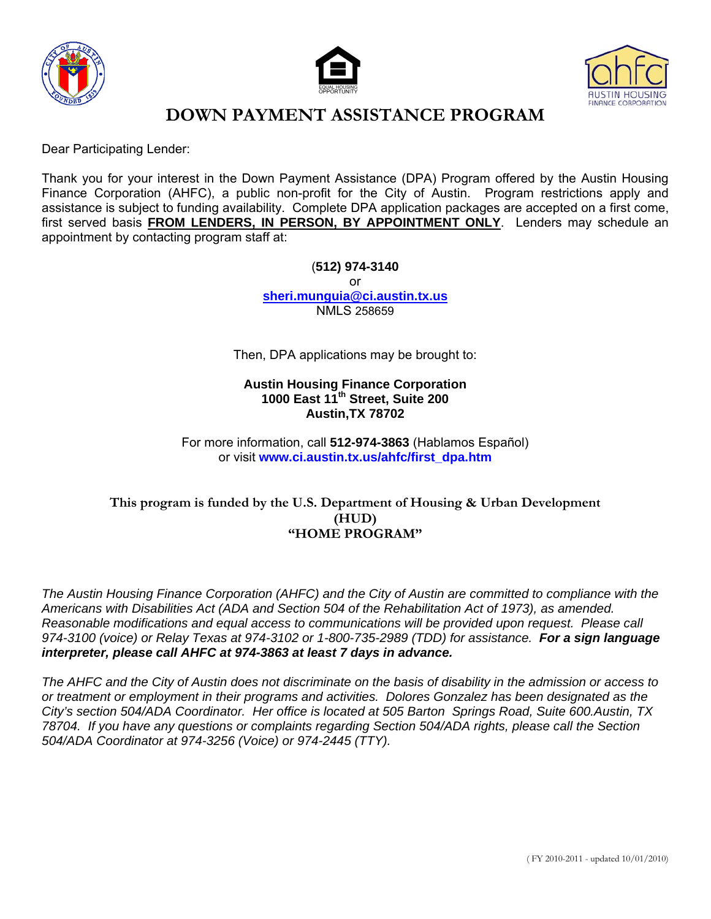# DOWN PAYMENT ASSISTANCE PROGRAM

Dear Participating Lender:

Thank you for your interest in the Down Payment Assistance (DPA) Program offered by the Austin Housing Finance Corporation (AHFC), a public non-profit for the City of Austin. Program restrictions apply and assistance is subject to funding availability. Complete DPA application packages are accepted on a first come, first served basis **FROM LENDERS, IN PERSON, BY APPOINTMENT ONLY**. Lenders may schedule an appointment by contacting program staff at:

**(512) 974-3140**
or
**sheri.munguia@ci.austin.tx.us**
NMLS 258659

Then, DPA applications may be brought to:

**Austin Housing Finance Corporation**
**1000 East 11th Street, Suite 200**
**Austin,TX 78702**

For more information, call **512-974-3863** (Hablamos Español)
or visit **www.ci.austin.tx.us/ahfc/first_dpa.htm**

**This program is funded by the U.S. Department of Housing & Urban Development (HUD)**
**"HOME PROGRAM"**

*The Austin Housing Finance Corporation (AHFC) and the City of Austin are committed to compliance with the Americans with Disabilities Act (ADA and Section 504 of the Rehabilitation Act of 1973), as amended. Reasonable modifications and equal access to communications will be provided upon request. Please call 974-3100 (voice) or Relay Texas at 974-3102 or 1-800-735-2989 (TDD) for assistance.* ***For a sign language interpreter, please call AHFC at 974-3863 at least 7 days in advance.***

*The AHFC and the City of Austin does not discriminate on the basis of disability in the admission or access to or treatment or employment in their programs and activities. Dolores Gonzalez has been designated as the City's section 504/ADA Coordinator. Her office is located at 505 Barton Springs Road, Suite 600.Austin, TX 78704. If you have any questions or complaints regarding Section 504/ADA rights, please call the Section 504/ADA Coordinator at 974-3256 (Voice) or 974-2445 (TTY).*

( FY 2010-2011 - updated 10/01/2010)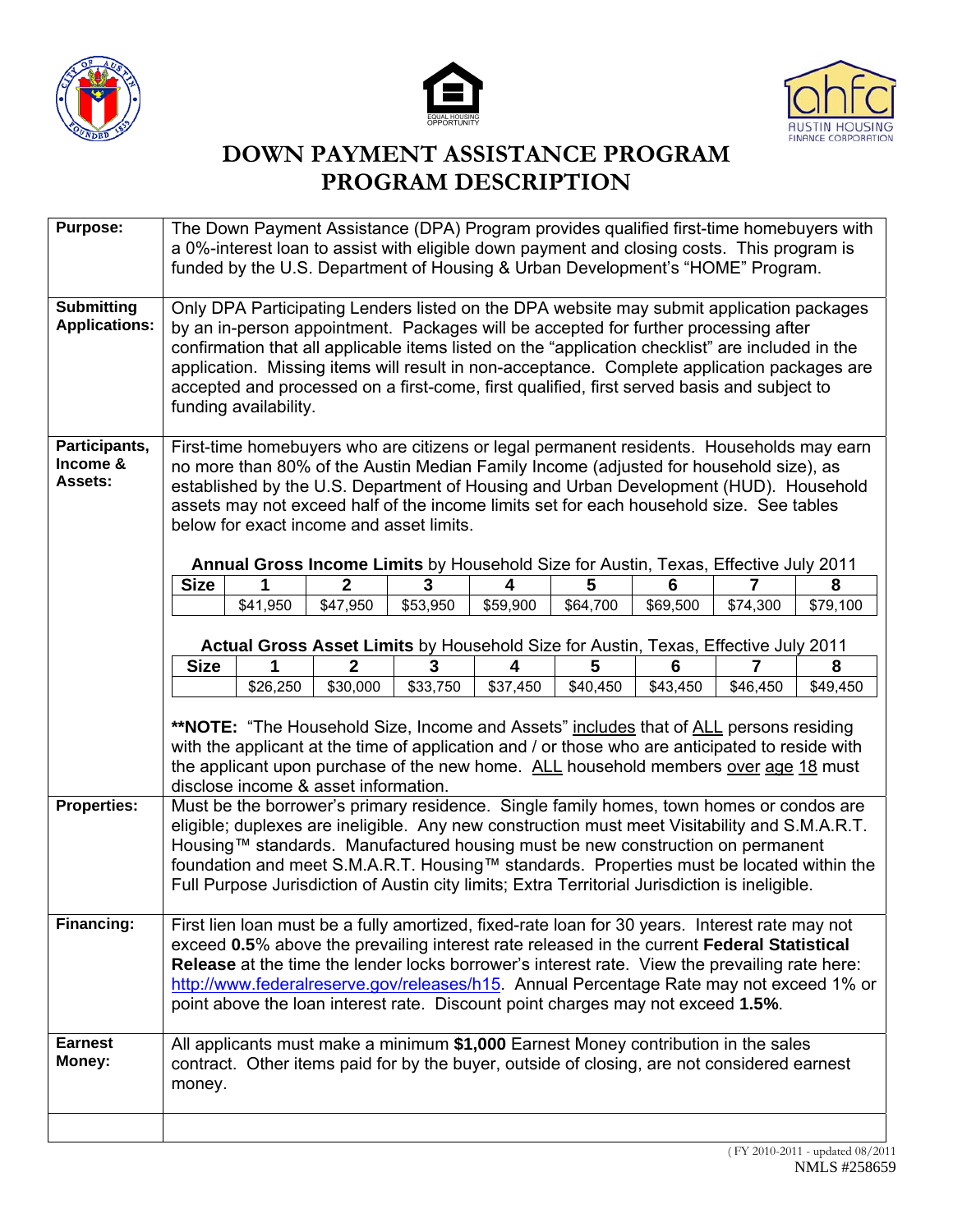# DOWN PAYMENT ASSISTANCE PROGRAM
# PROGRAM DESCRIPTION

**Purpose:**

The Down Payment Assistance (DPA) Program provides qualified first-time homebuyers with a 0%-interest loan to assist with eligible down payment and closing costs. This program is funded by the U.S. Department of Housing & Urban Development's "HOME" Program.

**Submitting Applications:**

Only DPA Participating Lenders listed on the DPA website may submit application packages by an in-person appointment. Packages will be accepted for further processing after confirmation that all applicable items listed on the "application checklist" are included in the application. Missing items will result in non-acceptance. Complete application packages are accepted and processed on a first-come, first qualified, first served basis and subject to funding availability.

**Participants, Income & Assets:**

First-time homebuyers who are citizens or legal permanent residents. Households may earn no more than 80% of the Austin Median Family Income (adjusted for household size), as established by the U.S. Department of Housing and Urban Development (HUD). Household assets may not exceed half of the income limits set for each household size. See tables below for exact income and asset limits.

**Annual Gross Income Limits** by Household Size for Austin, Texas, Effective July 2011

| Size | 1 | 2 | 3 | 4 | 5 | 6 | 7 | 8 |
|---|---|---|---|---|---|---|---|---|
| | $41,950 | $47,950 | $53,950 | $59,900 | $64,700 | $69,500 | $74,300 | $79,100 |

**Actual Gross Asset Limits** by Household Size for Austin, Texas, Effective July 2011

| Size | 1 | 2 | 3 | 4 | 5 | 6 | 7 | 8 |
|---|---|---|---|---|---|---|---|---|
| | $26,250 | $30,000 | $33,750 | $37,450 | $40,450 | $43,450 | $46,450 | $49,450 |

**\*\*NOTE:** "The Household Size, Income and Assets" includes that of ALL persons residing with the applicant at the time of application and / or those who are anticipated to reside with the applicant upon purchase of the new home. ALL household members over age 18 must disclose income & asset information.

**Properties:**

Must be the borrower's primary residence. Single family homes, town homes or condos are eligible; duplexes are ineligible. Any new construction must meet Visitability and S.M.A.R.T. Housing™ standards. Manufactured housing must be new construction on permanent foundation and meet S.M.A.R.T. Housing™ standards. Properties must be located within the Full Purpose Jurisdiction of Austin city limits; Extra Territorial Jurisdiction is ineligible.

**Financing:**

First lien loan must be a fully amortized, fixed-rate loan for 30 years. Interest rate may not exceed **0.5**% above the prevailing interest rate released in the current **Federal Statistical Release** at the time the lender locks borrower's interest rate. View the prevailing rate here: http://www.federalreserve.gov/releases/h15. Annual Percentage Rate may not exceed 1% or point above the loan interest rate. Discount point charges may not exceed **1.5%**.

**Earnest Money:**

All applicants must make a minimum **$1,000** Earnest Money contribution in the sales contract. Other items paid for by the buyer, outside of closing, are not considered earnest money.

( FY 2010-2011 - updated 08/2011
NMLS #258659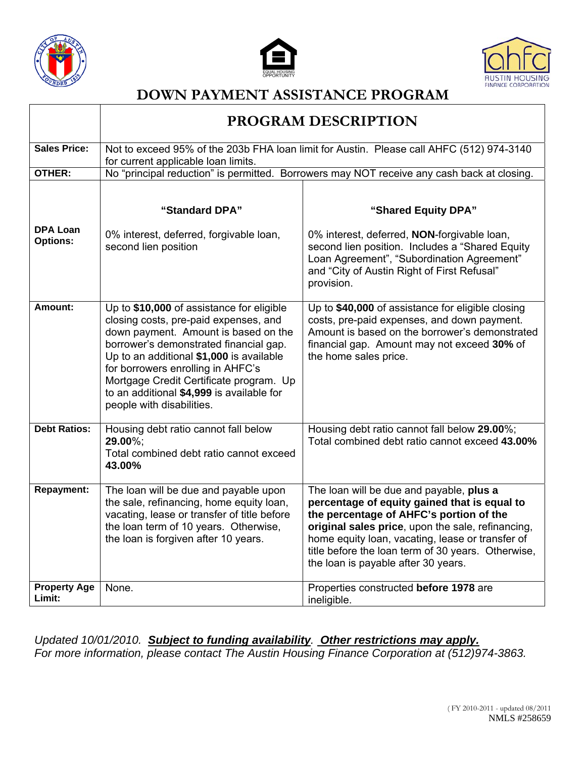# DOWN PAYMENT ASSISTANCE PROGRAM

| | **PROGRAM DESCRIPTION** | |
|---|---|---|
| **Sales Price:** | Not to exceed 95% of the 203b FHA loan limit for Austin. Please call AHFC (512) 974-3140 for current applicable loan limits. | |
| **OTHER:** | No "principal reduction" is permitted. Borrowers may NOT receive any cash back at closing. | |
| **DPA Loan Options:** | **"Standard DPA"**<br><br>0% interest, deferred, forgivable loan, second lien position | **"Shared Equity DPA"**<br><br>0% interest, deferred, **NON**-forgivable loan, second lien position. Includes a "Shared Equity Loan Agreement", "Subordination Agreement" and "City of Austin Right of First Refusal" provision. |
| **Amount:** | Up to **$10,000** of assistance for eligible closing costs, pre-paid expenses, and down payment. Amount is based on the borrower's demonstrated financial gap. Up to an additional **$1,000** is available for borrowers enrolling in AHFC's Mortgage Credit Certificate program. Up to an additional **$4,999** is available for people with disabilities. | Up to **$40,000** of assistance for eligible closing costs, pre-paid expenses, and down payment. Amount is based on the borrower's demonstrated financial gap. Amount may not exceed **30%** of the home sales price. |
| **Debt Ratios:** | Housing debt ratio cannot fall below **29.00**%;<br>Total combined debt ratio cannot exceed **43.00%** | Housing debt ratio cannot fall below **29.00**%;<br>Total combined debt ratio cannot exceed **43.00%** |
| **Repayment:** | The loan will be due and payable upon the sale, refinancing, home equity loan, vacating, lease or transfer of title before the loan term of 10 years. Otherwise, the loan is forgiven after 10 years. | The loan will be due and payable, **plus a percentage of equity gained that is equal to the percentage of AHFC's portion of the original sales price**, upon the sale, refinancing, home equity loan, vacating, lease or transfer of title before the loan term of 30 years. Otherwise, the loan is payable after 30 years. |
| **Property Age Limit:** | None. | Properties constructed **before 1978** are ineligible. |

*Updated 10/01/2010.* ***Subject to funding availability.*** ***Other restrictions may apply.***
*For more information, please contact The Austin Housing Finance Corporation at (512)974-3863.*

( FY 2010-2011 - updated 08/2011
NMLS #258659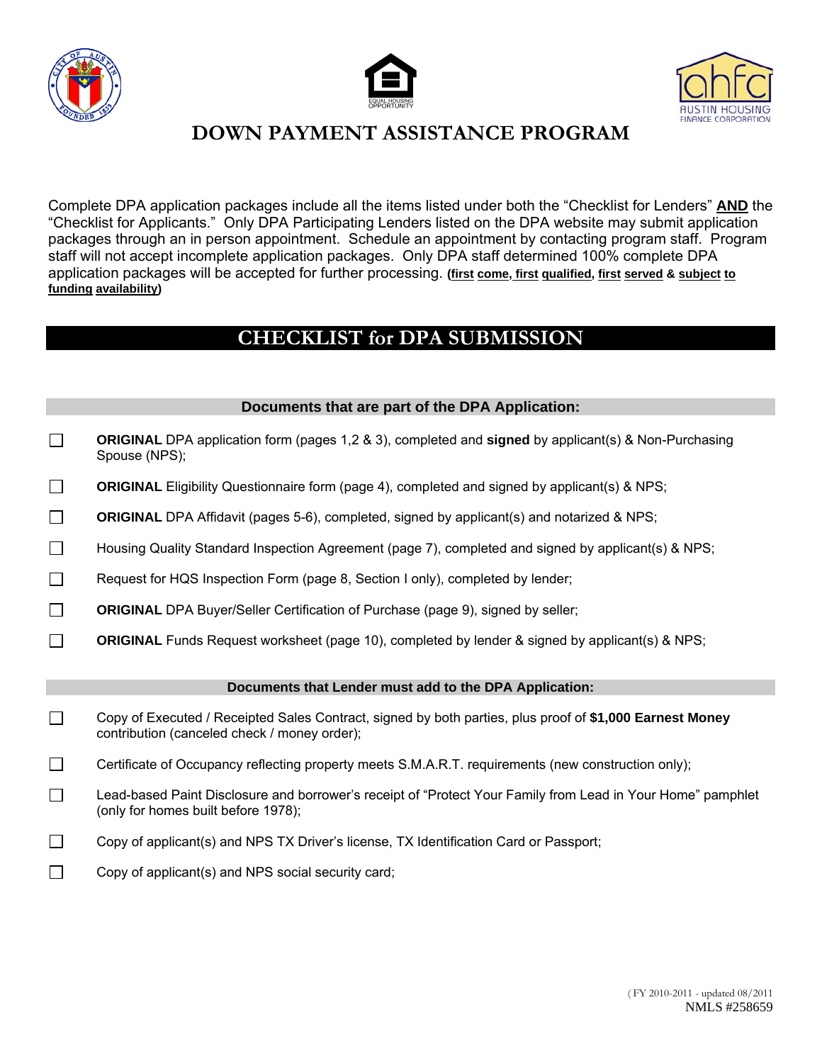# DOWN PAYMENT ASSISTANCE PROGRAM

Complete DPA application packages include all the items listed under both the "Checklist for Lenders" **AND** the "Checklist for Applicants." Only DPA Participating Lenders listed on the DPA website may submit application packages through an in person appointment. Schedule an appointment by contacting program staff. Program staff will not accept incomplete application packages. Only DPA staff determined 100% complete DPA application packages will be accepted for further processing. **(first come, first qualified, first served & subject to funding availability)**

## CHECKLIST for DPA SUBMISSION

### Documents that are part of the DPA Application:

- ☐ **ORIGINAL** DPA application form (pages 1,2 & 3), completed and **signed** by applicant(s) & Non-Purchasing Spouse (NPS);
- ☐ **ORIGINAL** Eligibility Questionnaire form (page 4), completed and signed by applicant(s) & NPS;
- ☐ **ORIGINAL** DPA Affidavit (pages 5-6), completed, signed by applicant(s) and notarized & NPS;
- ☐ Housing Quality Standard Inspection Agreement (page 7), completed and signed by applicant(s) & NPS;
- ☐ Request for HQS Inspection Form (page 8, Section I only), completed by lender;
- ☐ **ORIGINAL** DPA Buyer/Seller Certification of Purchase (page 9), signed by seller;
- ☐ **ORIGINAL** Funds Request worksheet (page 10), completed by lender & signed by applicant(s) & NPS;

### Documents that Lender must add to the DPA Application:

- ☐ Copy of Executed / Receipted Sales Contract, signed by both parties, plus proof of **$1,000 Earnest Money** contribution (canceled check / money order);
- ☐ Certificate of Occupancy reflecting property meets S.M.A.R.T. requirements (new construction only);
- ☐ Lead-based Paint Disclosure and borrower's receipt of "Protect Your Family from Lead in Your Home" pamphlet (only for homes built before 1978);
- ☐ Copy of applicant(s) and NPS TX Driver's license, TX Identification Card or Passport;
- ☐ Copy of applicant(s) and NPS social security card;

( FY 2010-2011 - updated 08/2011
NMLS #258659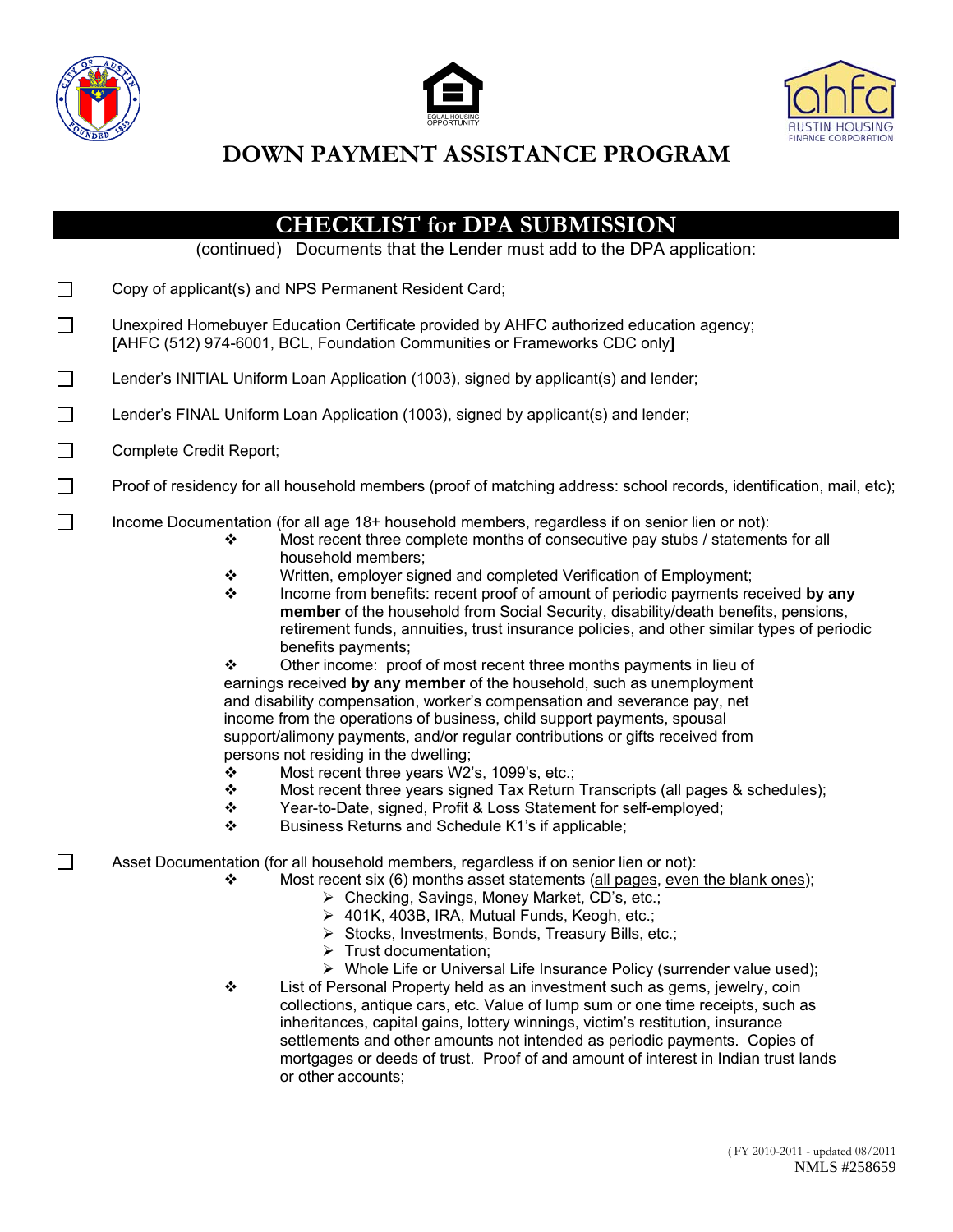# DOWN PAYMENT ASSISTANCE PROGRAM

## CHECKLIST for DPA SUBMISSION

(continued) Documents that the Lender must add to the DPA application:

- ☐ Copy of applicant(s) and NPS Permanent Resident Card;
- ☐ Unexpired Homebuyer Education Certificate provided by AHFC authorized education agency; **[**AHFC (512) 974-6001, BCL, Foundation Communities or Frameworks CDC only**]**
- ☐ Lender's INITIAL Uniform Loan Application (1003), signed by applicant(s) and lender;
- ☐ Lender's FINAL Uniform Loan Application (1003), signed by applicant(s) and lender;
- ☐ Complete Credit Report;
- ☐ Proof of residency for all household members (proof of matching address: school records, identification, mail, etc);
- ☐ Income Documentation (for all age 18+ household members, regardless if on senior lien or not):
  - ❖ Most recent three complete months of consecutive pay stubs / statements for all household members;
  - ❖ Written, employer signed and completed Verification of Employment;
  - ❖ Income from benefits: recent proof of amount of periodic payments received **by any member** of the household from Social Security, disability/death benefits, pensions, retirement funds, annuities, trust insurance policies, and other similar types of periodic benefits payments;
  - ❖ Other income: proof of most recent three months payments in lieu of earnings received **by any member** of the household, such as unemployment and disability compensation, worker's compensation and severance pay, net income from the operations of business, child support payments, spousal support/alimony payments, and/or regular contributions or gifts received from persons not residing in the dwelling;
  - ❖ Most recent three years W2's, 1099's, etc.;
  - ❖ Most recent three years signed Tax Return Transcripts (all pages & schedules);
  - ❖ Year-to-Date, signed, Profit & Loss Statement for self-employed;
  - ❖ Business Returns and Schedule K1's if applicable;
- ☐ Asset Documentation (for all household members, regardless if on senior lien or not):
  - ❖ Most recent six (6) months asset statements (all pages, even the blank ones);
    - ➢ Checking, Savings, Money Market, CD's, etc.;
    - ➢ 401K, 403B, IRA, Mutual Funds, Keogh, etc.;
    - ➢ Stocks, Investments, Bonds, Treasury Bills, etc.;
    - ➢ Trust documentation;
    - ➢ Whole Life or Universal Life Insurance Policy (surrender value used);
  - ❖ List of Personal Property held as an investment such as gems, jewelry, coin collections, antique cars, etc. Value of lump sum or one time receipts, such as inheritances, capital gains, lottery winnings, victim's restitution, insurance settlements and other amounts not intended as periodic payments. Copies of mortgages or deeds of trust. Proof of and amount of interest in Indian trust lands or other accounts;

( FY 2010-2011 - updated 08/2011

NMLS #258659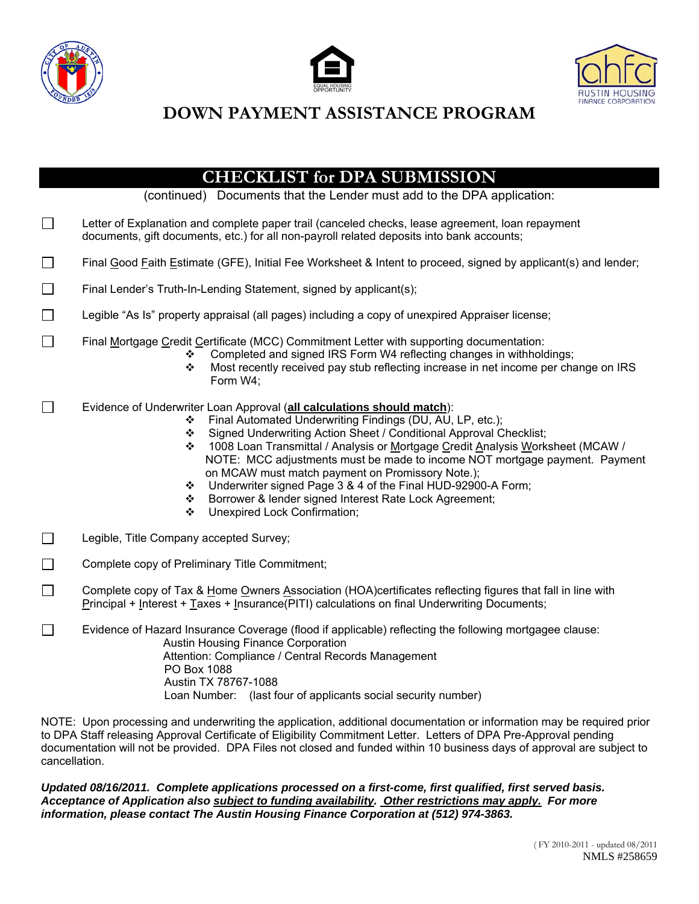# DOWN PAYMENT ASSISTANCE PROGRAM

## CHECKLIST for DPA SUBMISSION

(continued) Documents that the Lender must add to the DPA application:

- ☐ Letter of Explanation and complete paper trail (canceled checks, lease agreement, loan repayment documents, gift documents, etc.) for all non-payroll related deposits into bank accounts;
- ☐ Final Good Faith Estimate (GFE), Initial Fee Worksheet & Intent to proceed, signed by applicant(s) and lender;
- ☐ Final Lender's Truth-In-Lending Statement, signed by applicant(s);
- ☐ Legible "As Is" property appraisal (all pages) including a copy of unexpired Appraiser license;
- ☐ Final Mortgage Credit Certificate (MCC) Commitment Letter with supporting documentation:
  - ❖ Completed and signed IRS Form W4 reflecting changes in withholdings;
  - ❖ Most recently received pay stub reflecting increase in net income per change on IRS Form W4;
- ☐ Evidence of Underwriter Loan Approval (**all calculations should match**):
  - ❖ Final Automated Underwriting Findings (DU, AU, LP, etc.);
  - ❖ Signed Underwriting Action Sheet / Conditional Approval Checklist;
  - ❖ 1008 Loan Transmittal / Analysis or Mortgage Credit Analysis Worksheet (MCAW / NOTE: MCC adjustments must be made to income NOT mortgage payment. Payment on MCAW must match payment on Promissory Note.);
  - ❖ Underwriter signed Page 3 & 4 of the Final HUD-92900-A Form;
  - ❖ Borrower & lender signed Interest Rate Lock Agreement;
  - ❖ Unexpired Lock Confirmation;
- ☐ Legible, Title Company accepted Survey;
- ☐ Complete copy of Preliminary Title Commitment;
- ☐ Complete copy of Tax & Home Owners Association (HOA)certificates reflecting figures that fall in line with Principal + Interest + Taxes + Insurance(PITI) calculations on final Underwriting Documents;
- ☐ Evidence of Hazard Insurance Coverage (flood if applicable) reflecting the following mortgagee clause:
  
  Austin Housing Finance Corporation  
  Attention: Compliance / Central Records Management  
  PO Box 1088  
  Austin TX 78767-1088  
  Loan Number: (last four of applicants social security number)

NOTE: Upon processing and underwriting the application, additional documentation or information may be required prior to DPA Staff releasing Approval Certificate of Eligibility Commitment Letter. Letters of DPA Pre-Approval pending documentation will not be provided. DPA Files not closed and funded within 10 business days of approval are subject to cancellation.

***Updated 08/16/2011. Complete applications processed on a first-come, first qualified, first served basis. Acceptance of Application also subject to funding availability. Other restrictions may apply. For more information, please contact The Austin Housing Finance Corporation at (512) 974-3863.***

( FY 2010-2011 - updated 08/2011  
NMLS #258659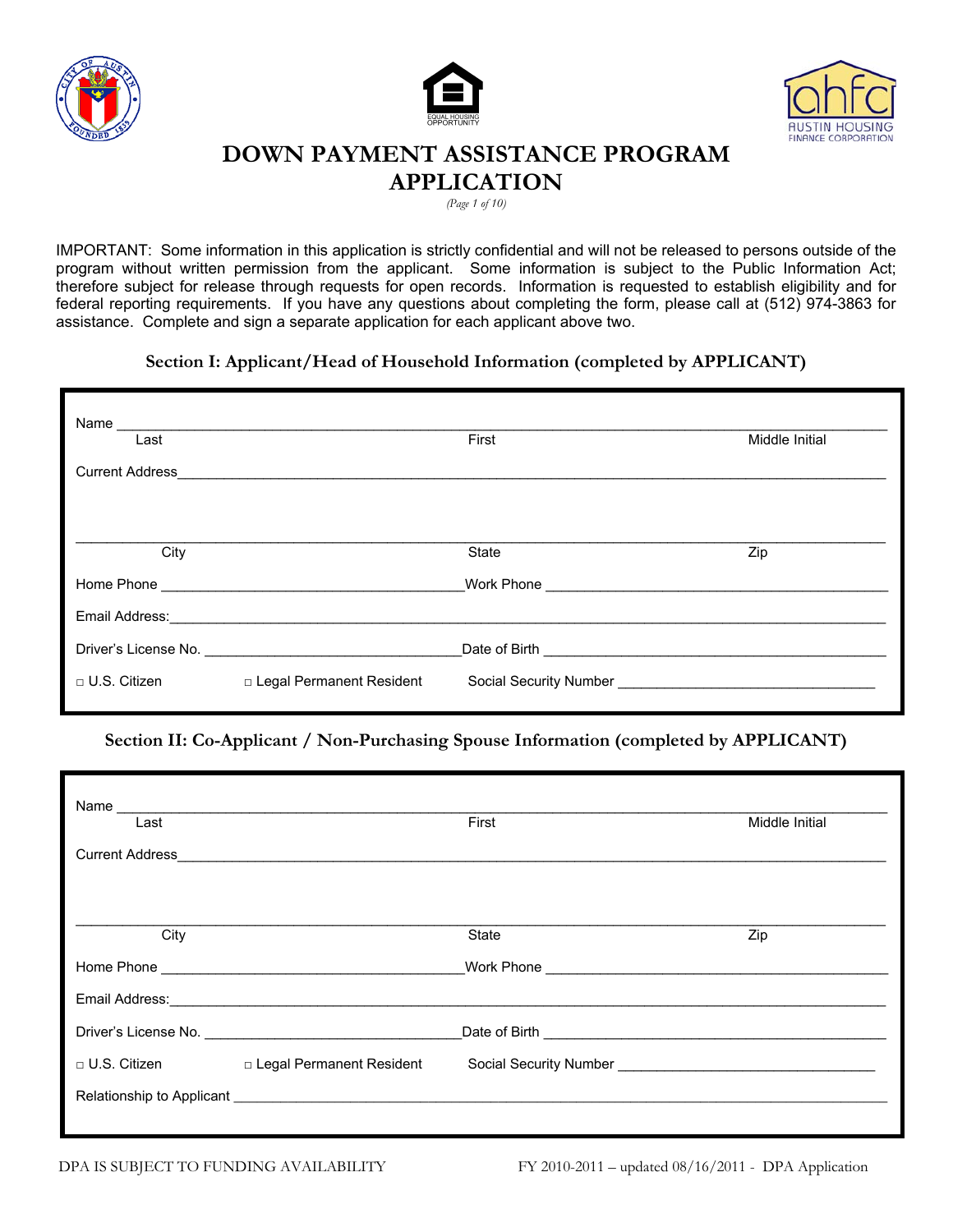# DOWN PAYMENT ASSISTANCE PROGRAM APPLICATION

*(Page 1 of 10)*

IMPORTANT: Some information in this application is strictly confidential and will not be released to persons outside of the program without written permission from the applicant. Some information is subject to the Public Information Act; therefore subject for release through requests for open records. Information is requested to establish eligibility and for federal reporting requirements. If you have any questions about completing the form, please call at (512) 974-3863 for assistance. Complete and sign a separate application for each applicant above two.

## Section I: Applicant/Head of Household Information (completed by APPLICANT)

Name ______________________________________________________________________
Last First Middle Initial

Current Address______________________________________________________________

______________________________________________________________________________
City State Zip

Home Phone ______________________________ Work Phone ______________________________

Email Address:_______________________________________________________________

Driver's License No. __________________________ Date of Birth __________________________

□ U.S. Citizen □ Legal Permanent Resident Social Security Number __________________________

## Section II: Co-Applicant / Non-Purchasing Spouse Information (completed by APPLICANT)

Name ______________________________________________________________________
Last First Middle Initial

Current Address______________________________________________________________

______________________________________________________________________________
City State Zip

Home Phone ______________________________ Work Phone ______________________________

Email Address:_______________________________________________________________

Driver's License No. __________________________ Date of Birth __________________________

□ U.S. Citizen □ Legal Permanent Resident Social Security Number __________________________

Relationship to Applicant ______________________________________________________

DPA IS SUBJECT TO FUNDING AVAILABILITY

FY 2010-2011 – updated 08/16/2011 - DPA Application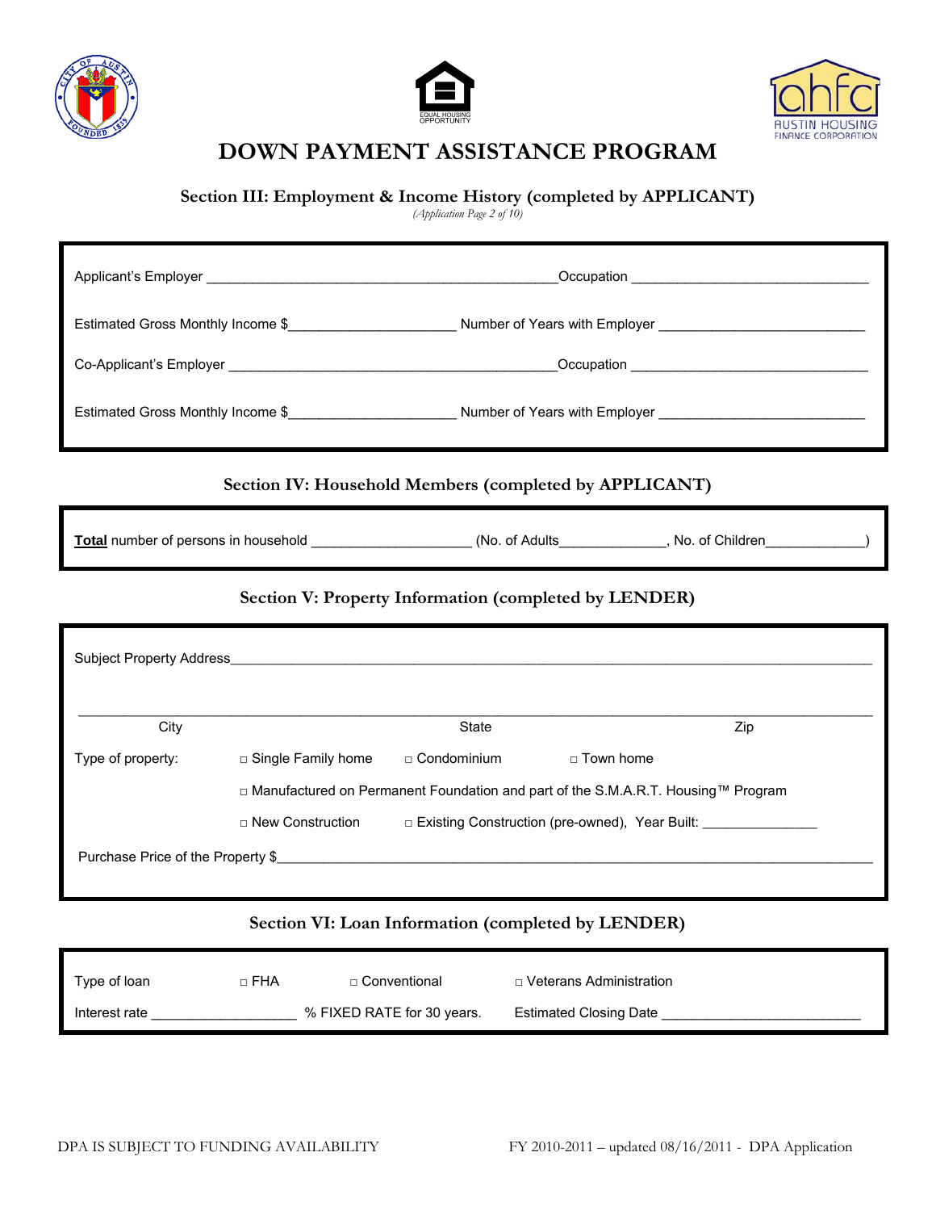# DOWN PAYMENT ASSISTANCE PROGRAM

### Section III: Employment & Income History (completed by APPLICANT)

*(Application Page 2 of 10)*

Applicant's Employer ______________________________________________Occupation _______________________________

Estimated Gross Monthly Income $_____________________ Number of Years with Employer ___________________________

Co-Applicant's Employer ___________________________________________Occupation _______________________________

Estimated Gross Monthly Income $_____________________ Number of Years with Employer ___________________________

### Section IV: Household Members (completed by APPLICANT)

**Total** number of persons in household ____________________ (No. of Adults_____________, No. of Children_____________)

### Section V: Property Information (completed by LENDER)

Subject Property Address_______________________________________________________________________________

_______________________________________________________________________________________________

City State Zip

Type of property: □ Single Family home □ Condominium □ Town home

□ Manufactured on Permanent Foundation and part of the S.M.A.R.T. Housing™ Program

□ New Construction □ Existing Construction (pre-owned), Year Built: _______________

Purchase Price of the Property $___________________________________________________________________________

### Section VI: Loan Information (completed by LENDER)

Type of loan □ FHA □ Conventional □ Veterans Administration

Interest rate __________________ % FIXED RATE for 30 years. Estimated Closing Date _________________________

DPA IS SUBJECT TO FUNDING AVAILABILITY

FY 2010-2011 – updated 08/16/2011 - DPA Application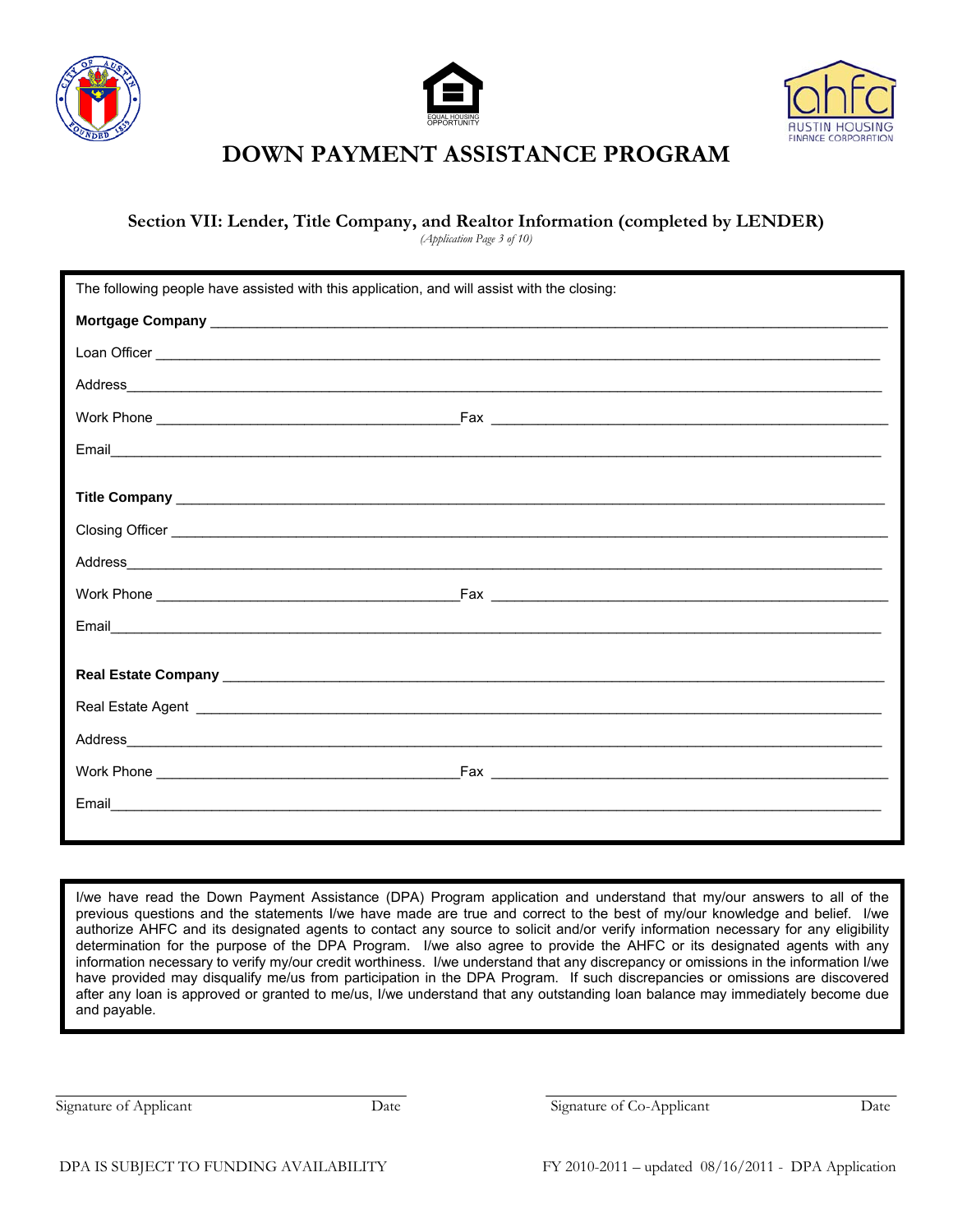# DOWN PAYMENT ASSISTANCE PROGRAM

## Section VII: Lender, Title Company, and Realtor Information (completed by LENDER)

*(Application Page 3 of 10)*

The following people have assisted with this application, and will assist with the closing:

**Mortgage Company** ____________________________________________

Loan Officer ____________________________________________

Address ____________________________________________

Work Phone ______________________ Fax ______________________

Email ____________________________________________

**Title Company** ____________________________________________

Closing Officer ____________________________________________

Address ____________________________________________

Work Phone ______________________ Fax ______________________

Email ____________________________________________

**Real Estate Company** ____________________________________________

Real Estate Agent ____________________________________________

Address ____________________________________________

Work Phone ______________________ Fax ______________________

Email ____________________________________________

I/we have read the Down Payment Assistance (DPA) Program application and understand that my/our answers to all of the previous questions and the statements I/we have made are true and correct to the best of my/our knowledge and belief. I/we authorize AHFC and its designated agents to contact any source to solicit and/or verify information necessary for any eligibility determination for the purpose of the DPA Program. I/we also agree to provide the AHFC or its designated agents with any information necessary to verify my/our credit worthiness. I/we understand that any discrepancy or omissions in the information I/we have provided may disqualify me/us from participation in the DPA Program. If such discrepancies or omissions are discovered after any loan is approved or granted to me/us, I/we understand that any outstanding loan balance may immediately become due and payable.

______________________________ ______________________________

Signature of Applicant Date Signature of Co-Applicant Date

DPA IS SUBJECT TO FUNDING AVAILABILITY FY 2010-2011 – updated 08/16/2011 - DPA Application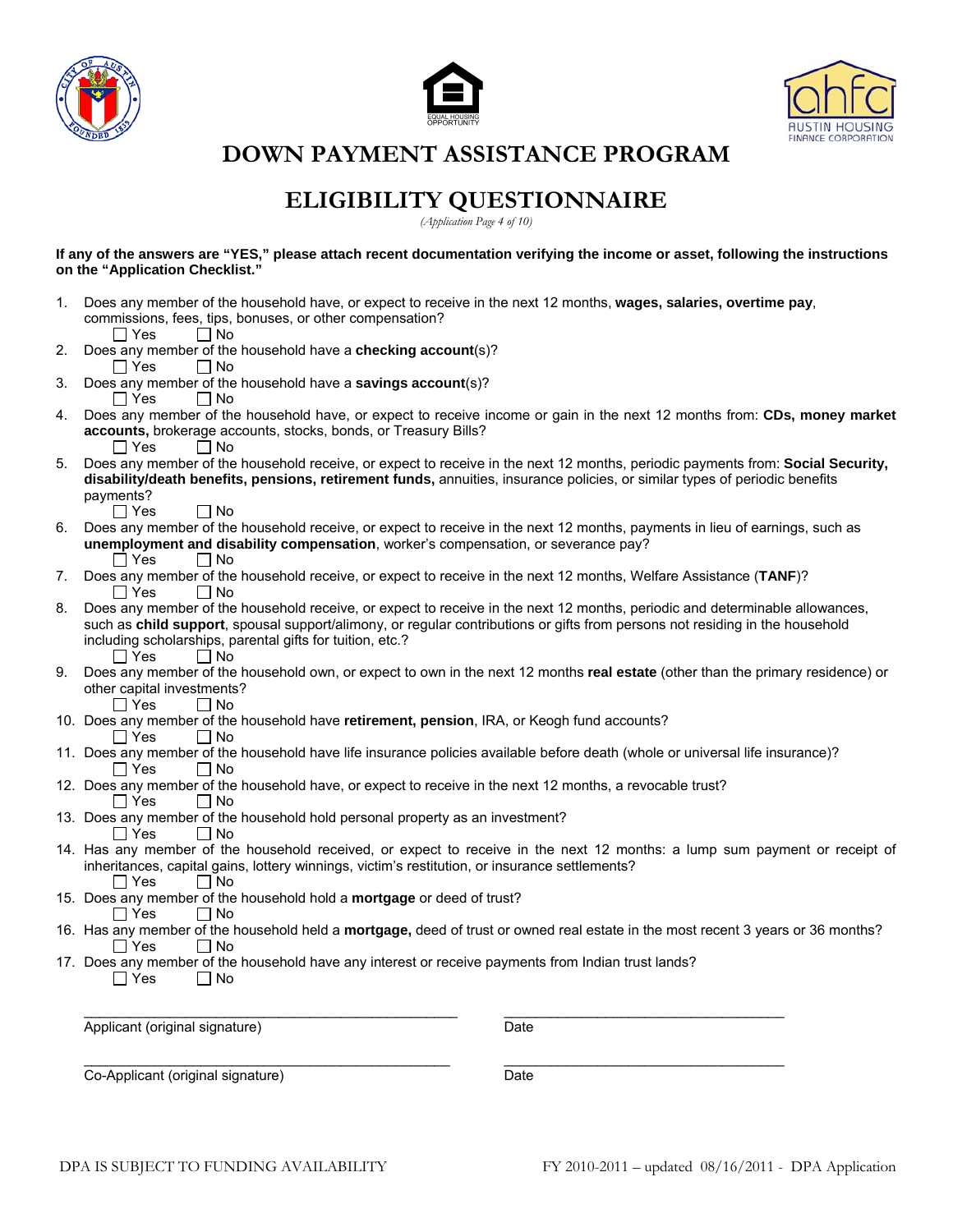# DOWN PAYMENT ASSISTANCE PROGRAM

# ELIGIBILITY QUESTIONNAIRE

*(Application Page 4 of 10)*

**If any of the answers are "YES," please attach recent documentation verifying the income or asset, following the instructions on the "Application Checklist."**

1. Does any member of the household have, or expect to receive in the next 12 months, **wages, salaries, overtime pay**, commissions, fees, tips, bonuses, or other compensation?
   ☐ Yes ☐ No
2. Does any member of the household have a **checking account**(s)?
   ☐ Yes ☐ No
3. Does any member of the household have a **savings account**(s)?
   ☐ Yes ☐ No
4. Does any member of the household have, or expect to receive income or gain in the next 12 months from: **CDs, money market accounts,** brokerage accounts, stocks, bonds, or Treasury Bills?
   ☐ Yes ☐ No
5. Does any member of the household receive, or expect to receive in the next 12 months, periodic payments from: **Social Security, disability/death benefits, pensions, retirement funds,** annuities, insurance policies, or similar types of periodic benefits payments?
   ☐ Yes ☐ No
6. Does any member of the household receive, or expect to receive in the next 12 months, payments in lieu of earnings, such as **unemployment and disability compensation**, worker's compensation, or severance pay?
   ☐ Yes ☐ No
7. Does any member of the household receive, or expect to receive in the next 12 months, Welfare Assistance (**TANF**)?
   ☐ Yes ☐ No
8. Does any member of the household receive, or expect to receive in the next 12 months, periodic and determinable allowances, such as **child support**, spousal support/alimony, or regular contributions or gifts from persons not residing in the household including scholarships, parental gifts for tuition, etc.?
   ☐ Yes ☐ No
9. Does any member of the household own, or expect to own in the next 12 months **real estate** (other than the primary residence) or other capital investments?
   ☐ Yes ☐ No
10. Does any member of the household have **retirement, pension**, IRA, or Keogh fund accounts?
    ☐ Yes ☐ No
11. Does any member of the household have life insurance policies available before death (whole or universal life insurance)?
    ☐ Yes ☐ No
12. Does any member of the household have, or expect to receive in the next 12 months, a revocable trust?
    ☐ Yes ☐ No
13. Does any member of the household hold personal property as an investment?
    ☐ Yes ☐ No
14. Has any member of the household received, or expect to receive in the next 12 months: a lump sum payment or receipt of inheritances, capital gains, lottery winnings, victim's restitution, or insurance settlements?
    ☐ Yes ☐ No
15. Does any member of the household hold a **mortgage** or deed of trust?
    ☐ Yes ☐ No
16. Has any member of the household held a **mortgage,** deed of trust or owned real estate in the most recent 3 years or 36 months?
    ☐ Yes ☐ No
17. Does any member of the household have any interest or receive payments from Indian trust lands?
    ☐ Yes ☐ No

_______________________________________________ _____________________________________

Applicant (original signature) Date

_______________________________________________ _____________________________________

Co-Applicant (original signature) Date

DPA IS SUBJECT TO FUNDING AVAILABILITY FY 2010-2011 – updated 08/16/2011 - DPA Application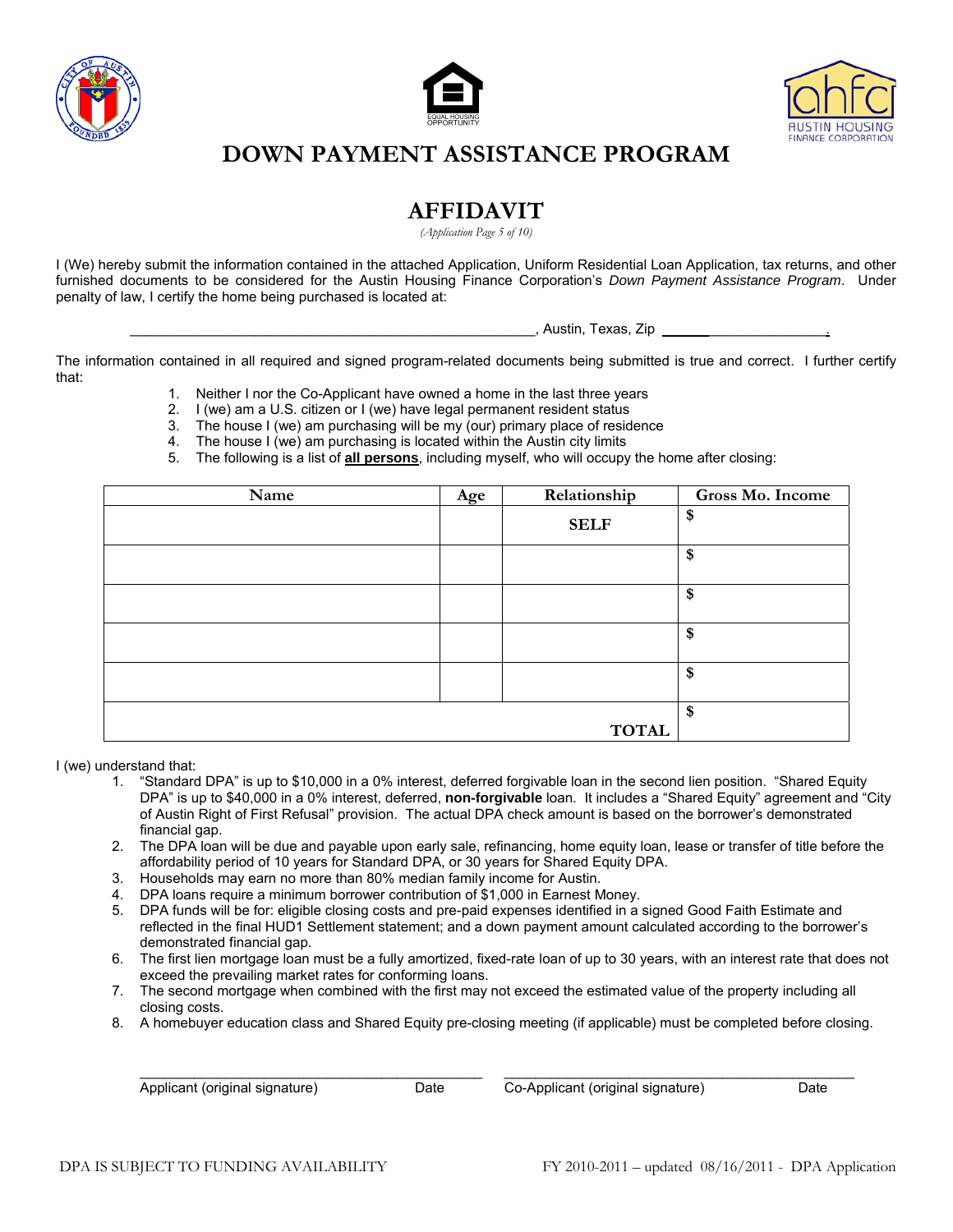# DOWN PAYMENT ASSISTANCE PROGRAM

## AFFIDAVIT

*(Application Page 5 of 10)*

I (We) hereby submit the information contained in the attached Application, Uniform Residential Loan Application, tax returns, and other furnished documents to be considered for the Austin Housing Finance Corporation's *Down Payment Assistance Program*. Under penalty of law, I certify the home being purchased is located at:

_____________________________________________________, Austin, Texas, Zip _____________________.

The information contained in all required and signed program-related documents being submitted is true and correct. I further certify that:

1. Neither I nor the Co-Applicant have owned a home in the last three years
2. I (we) am a U.S. citizen or I (we) have legal permanent resident status
3. The house I (we) am purchasing will be my (our) primary place of residence
4. The house I (we) am purchasing is located within the Austin city limits
5. The following is a list of **all persons**, including myself, who will occupy the home after closing:

| Name | Age | Relationship | Gross Mo. Income |
|---|---|---|---|
| | | **SELF** | $ |
| | | | $ |
| | | | $ |
| | | | $ |
| | | | $ |
| | | **TOTAL** | $ |

I (we) understand that:

1. "Standard DPA" is up to $10,000 in a 0% interest, deferred forgivable loan in the second lien position. "Shared Equity DPA" is up to $40,000 in a 0% interest, deferred, **non-forgivable** loan. It includes a "Shared Equity" agreement and "City of Austin Right of First Refusal" provision. The actual DPA check amount is based on the borrower's demonstrated financial gap.
2. The DPA loan will be due and payable upon early sale, refinancing, home equity loan, lease or transfer of title before the affordability period of 10 years for Standard DPA, or 30 years for Shared Equity DPA.
3. Households may earn no more than 80% median family income for Austin.
4. DPA loans require a minimum borrower contribution of $1,000 in Earnest Money.
5. DPA funds will be for: eligible closing costs and pre-paid expenses identified in a signed Good Faith Estimate and reflected in the final HUD1 Settlement statement; and a down payment amount calculated according to the borrower's demonstrated financial gap.
6. The first lien mortgage loan must be a fully amortized, fixed-rate loan of up to 30 years, with an interest rate that does not exceed the prevailing market rates for conforming loans.
7. The second mortgage when combined with the first may not exceed the estimated value of the property including all closing costs.
8. A homebuyer education class and Shared Equity pre-closing meeting (if applicable) must be completed before closing.

_____________________________________________ ______________________________________________

Applicant (original signature)          Date          Co-Applicant (original signature)          Date

DPA IS SUBJECT TO FUNDING AVAILABILITY

FY 2010-2011 – updated 08/16/2011 - DPA Application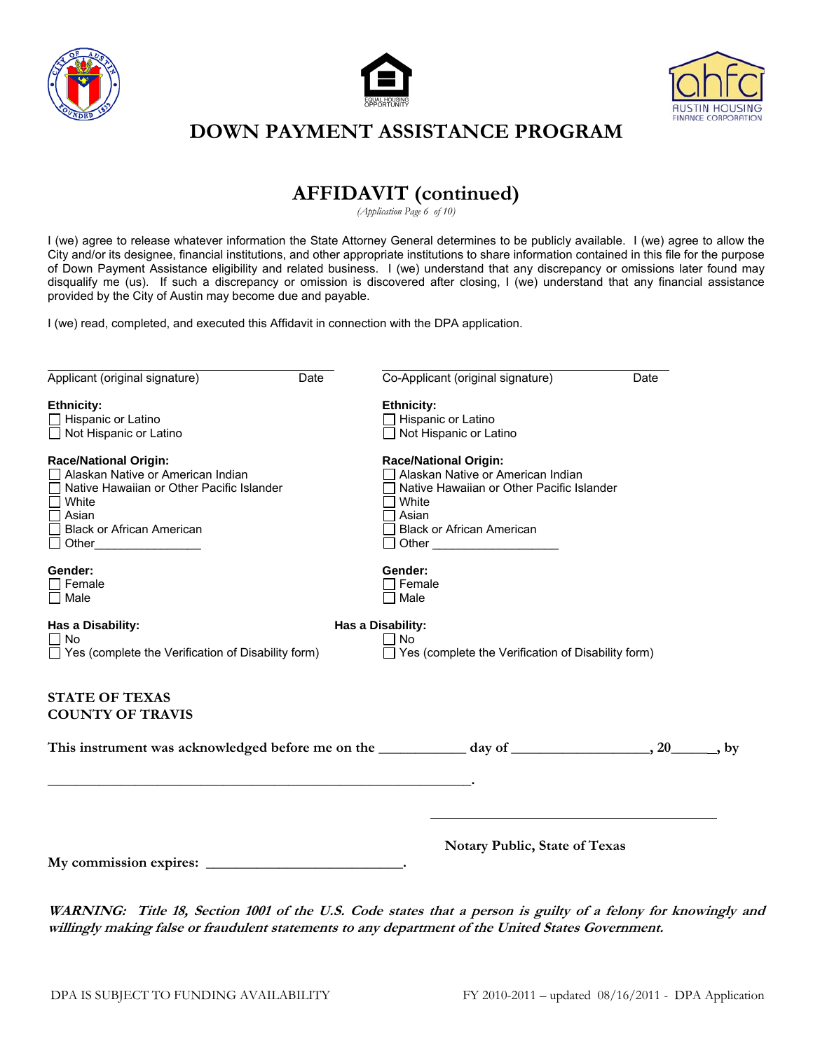# DOWN PAYMENT ASSISTANCE PROGRAM

## AFFIDAVIT (continued)

*(Application Page 6 of 10)*

I (we) agree to release whatever information the State Attorney General determines to be publicly available. I (we) agree to allow the City and/or its designee, financial institutions, and other appropriate institutions to share information contained in this file for the purpose of Down Payment Assistance eligibility and related business. I (we) understand that any discrepancy or omissions later found may disqualify me (us). If such a discrepancy or omission is discovered after closing, I (we) understand that any financial assistance provided by the City of Austin may become due and payable.

I (we) read, completed, and executed this Affidavit in connection with the DPA application.

______________________________________________
Applicant (original signature) Date

**Ethnicity:**
☐ Hispanic or Latino
☐ Not Hispanic or Latino

**Race/National Origin:**
☐ Alaskan Native or American Indian
☐ Native Hawaiian or Other Pacific Islander
☐ White
☐ Asian
☐ Black or African American
☐ Other________________

**Gender:**
☐ Female
☐ Male

**Has a Disability:**
☐ No
☐ Yes (complete the Verification of Disability form)

______________________________________________
Co-Applicant (original signature) Date

**Ethnicity:**
☐ Hispanic or Latino
☐ Not Hispanic or Latino

**Race/National Origin:**
☐ Alaskan Native or American Indian
☐ Native Hawaiian or Other Pacific Islander
☐ White
☐ Asian
☐ Black or African American
☐ Other __________________

**Gender:**
☐ Female
☐ Male

**Has a Disability:**
☐ No
☐ Yes (complete the Verification of Disability form)

**STATE OF TEXAS**
**COUNTY OF TRAVIS**

**This instrument was acknowledged before me on the ___________ day of __________________, 20______, by _____________________________________________________________.**

______________________________________________
**Notary Public, State of Texas**

**My commission expires: ___________________________.**

***WARNING: Title 18, Section 1001 of the U.S. Code states that a person is guilty of a felony for knowingly and willingly making false or fraudulent statements to any department of the United States Government.***

DPA IS SUBJECT TO FUNDING AVAILABILITY FY 2010-2011 – updated 08/16/2011 - DPA Application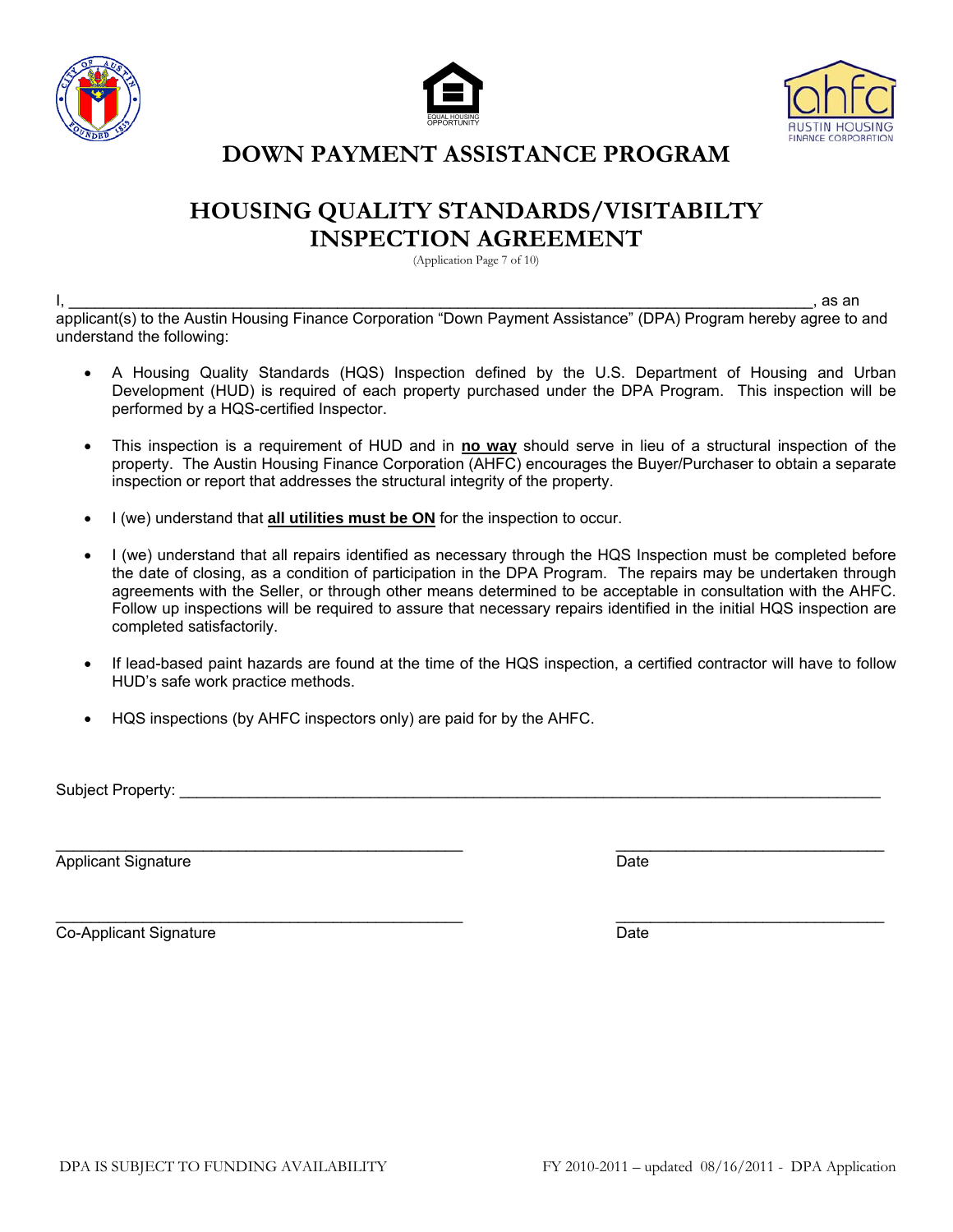# DOWN PAYMENT ASSISTANCE PROGRAM

## HOUSING QUALITY STANDARDS/VISITABILTY INSPECTION AGREEMENT

(Application Page 7 of 10)

I, ______________________________________________________________________________________, as an applicant(s) to the Austin Housing Finance Corporation "Down Payment Assistance" (DPA) Program hereby agree to and understand the following:

- A Housing Quality Standards (HQS) Inspection defined by the U.S. Department of Housing and Urban Development (HUD) is required of each property purchased under the DPA Program. This inspection will be performed by a HQS-certified Inspector.

- This inspection is a requirement of HUD and in **no way** should serve in lieu of a structural inspection of the property. The Austin Housing Finance Corporation (AHFC) encourages the Buyer/Purchaser to obtain a separate inspection or report that addresses the structural integrity of the property.

- I (we) understand that **all utilities must be ON** for the inspection to occur.

- I (we) understand that all repairs identified as necessary through the HQS Inspection must be completed before the date of closing, as a condition of participation in the DPA Program. The repairs may be undertaken through agreements with the Seller, or through other means determined to be acceptable in consultation with the AHFC. Follow up inspections will be required to assure that necessary repairs identified in the initial HQS inspection are completed satisfactorily.

- If lead-based paint hazards are found at the time of the HQS inspection, a certified contractor will have to follow HUD's safe work practice methods.

- HQS inspections (by AHFC inspectors only) are paid for by the AHFC.

Subject Property: ____________________________________________________________________________

_______________________________________________ _______________________________

Applicant Signature Date

_______________________________________________ _______________________________

Co-Applicant Signature Date

DPA IS SUBJECT TO FUNDING AVAILABILITY

FY 2010-2011 – updated 08/16/2011 - DPA Application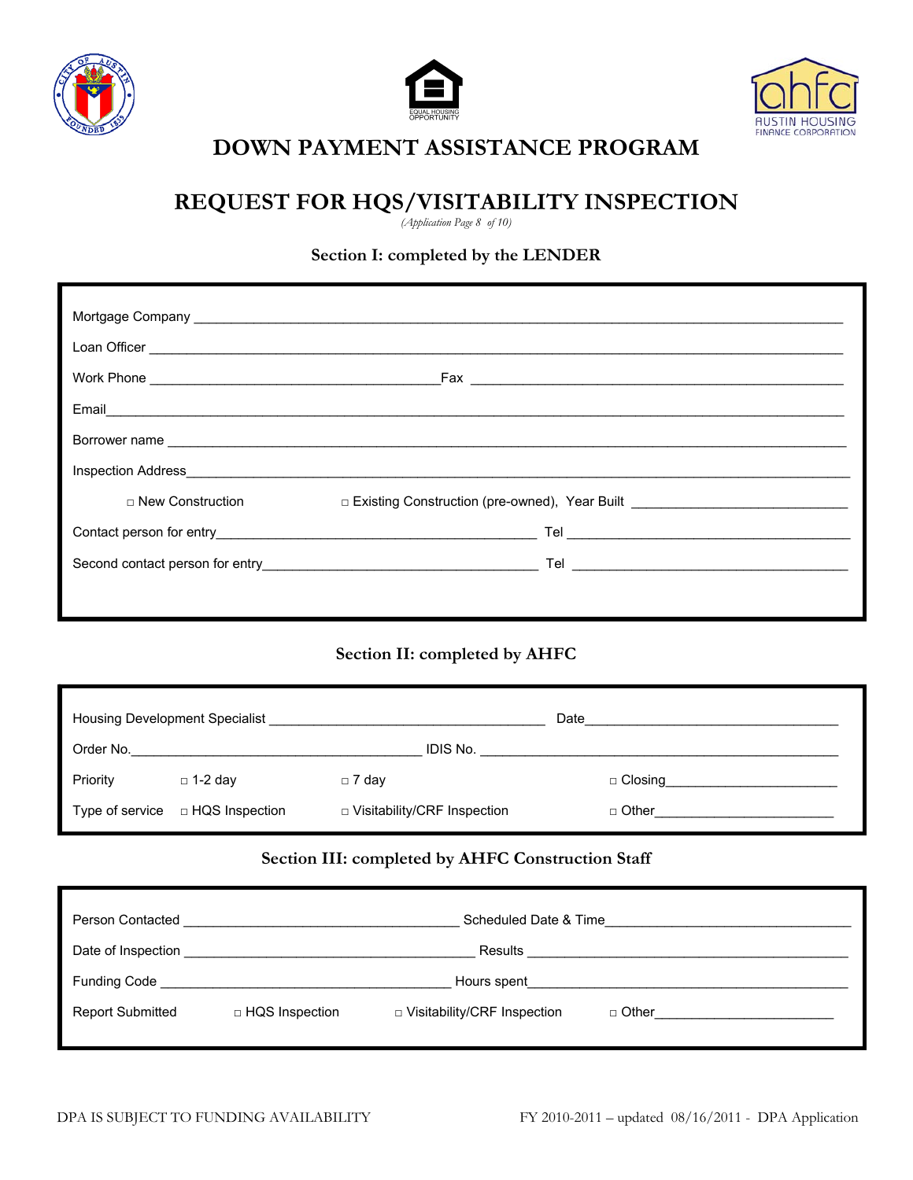# DOWN PAYMENT ASSISTANCE PROGRAM

## REQUEST FOR HQS/VISITABILITY INSPECTION

*(Application Page 8 of 10)*

### Section I: completed by the LENDER

Mortgage Company ___________________________________________

Loan Officer ___________________________________________

Work Phone ______________________ Fax ______________________

Email___________________________________________

Borrower name ___________________________________________

Inspection Address___________________________________________

□ New Construction □ Existing Construction (pre-owned), Year Built ______________

Contact person for entry______________________ Tel ______________________

Second contact person for entry______________________ Tel ______________________

### Section II: completed by AHFC

Housing Development Specialist ______________________ Date______________________

Order No.______________________ IDIS No. ______________________

Priority □ 1-2 day □ 7 day □ Closing______________

Type of service □ HQS Inspection □ Visitability/CRF Inspection □ Other______________

### Section III: completed by AHFC Construction Staff

Person Contacted ______________________ Scheduled Date & Time______________________

Date of Inspection ______________________ Results ______________________

Funding Code ______________________ Hours spent______________________

Report Submitted □ HQS Inspection □ Visitability/CRF Inspection □ Other______________

DPA IS SUBJECT TO FUNDING AVAILABILITY

FY 2010-2011 – updated 08/16/2011 - DPA Application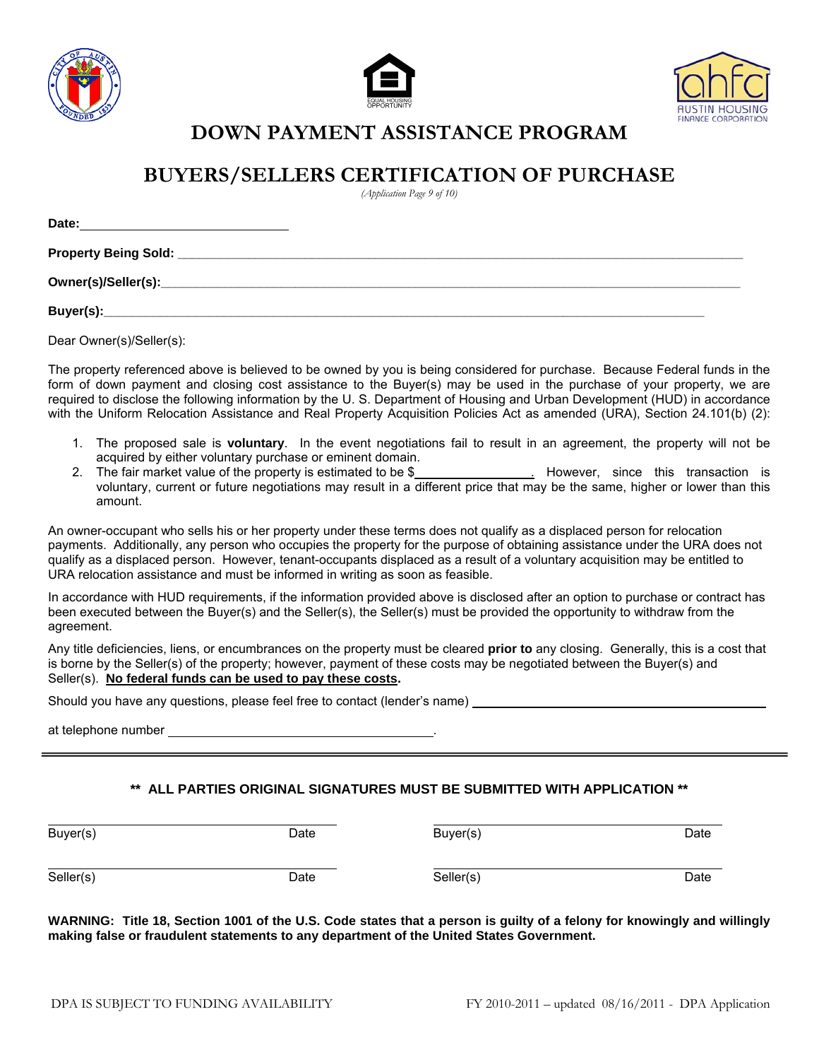# DOWN PAYMENT ASSISTANCE PROGRAM

## BUYERS/SELLERS CERTIFICATION OF PURCHASE

*(Application Page 9 of 10)*

**Date:**______________________________

**Property Being Sold:** ______________________________________________________________________________

**Owner(s)/Seller(s):**______________________________________________________________________________

**Buyer(s):**______________________________________________________________________________

Dear Owner(s)/Seller(s):

The property referenced above is believed to be owned by you is being considered for purchase. Because Federal funds in the form of down payment and closing cost assistance to the Buyer(s) may be used in the purchase of your property, we are required to disclose the following information by the U. S. Department of Housing and Urban Development (HUD) in accordance with the Uniform Relocation Assistance and Real Property Acquisition Policies Act as amended (URA), Section 24.101(b) (2):

1. The proposed sale is **voluntary**. In the event negotiations fail to result in an agreement, the property will not be acquired by either voluntary purchase or eminent domain.
2. The fair market value of the property is estimated to be $_________________. However, since this transaction is voluntary, current or future negotiations may result in a different price that may be the same, higher or lower than this amount.

An owner-occupant who sells his or her property under these terms does not qualify as a displaced person for relocation payments. Additionally, any person who occupies the property for the purpose of obtaining assistance under the URA does not qualify as a displaced person. However, tenant-occupants displaced as a result of a voluntary acquisition may be entitled to URA relocation assistance and must be informed in writing as soon as feasible.

In accordance with HUD requirements, if the information provided above is disclosed after an option to purchase or contract has been executed between the Buyer(s) and the Seller(s), the Seller(s) must be provided the opportunity to withdraw from the agreement.

Any title deficiencies, liens, or encumbrances on the property must be cleared **prior to** any closing. Generally, this is a cost that is borne by the Seller(s) of the property; however, payment of these costs may be negotiated between the Buyer(s) and Seller(s). **No federal funds can be used to pay these costs.**

Should you have any questions, please feel free to contact (lender's name) ____________________________________________

at telephone number ______________________________________.

---

**\*\* ALL PARTIES ORIGINAL SIGNATURES MUST BE SUBMITTED WITH APPLICATION \*\***

| | | | |
|---|---|---|---|
| Buyer(s) | Date | Buyer(s) | Date |
| Seller(s) | Date | Seller(s) | Date |

**WARNING: Title 18, Section 1001 of the U.S. Code states that a person is guilty of a felony for knowingly and willingly making false or fraudulent statements to any department of the United States Government.**

DPA IS SUBJECT TO FUNDING AVAILABILITY

FY 2010-2011 – updated 08/16/2011 - DPA Application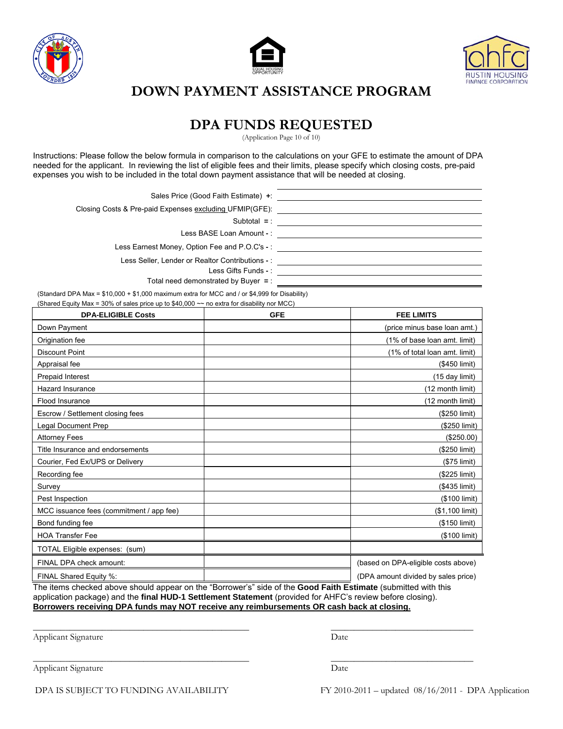# DOWN PAYMENT ASSISTANCE PROGRAM

## DPA FUNDS REQUESTED

(Application Page 10 of 10)

Instructions: Please follow the below formula in comparison to the calculations on your GFE to estimate the amount of DPA needed for the applicant. In reviewing the list of eligible fees and their limits, please specify which closing costs, pre-paid expenses you wish to be included in the total down payment assistance that will be needed at closing.

Sales Price (Good Faith Estimate) **+**: ______________________

Closing Costs & Pre-paid Expenses excluding UFMIP(GFE): ______________________

Subtotal **=** : ______________________

Less BASE Loan Amount **-** : ______________________

Less Earnest Money, Option Fee and P.O.C's **-** : ______________________

Less Seller, Lender or Realtor Contributions **-** : ______________________

Less Gifts Funds **-** : ______________________

Total need demonstrated by Buyer **=** : ______________________

(Standard DPA Max = $10,000 + $1,000 maximum extra for MCC and / or $4,999 for Disability)
(Shared Equity Max = 30% of sales price up to $40,000 ~~ no extra for disability nor MCC)

| DPA-ELIGIBLE Costs | GFE | FEE LIMITS |
|---|---|---|
| Down Payment | | (price minus base loan amt.) |
| Origination fee | | (1% of base loan amt. limit) |
| Discount Point | | (1% of total loan amt. limit) |
| Appraisal fee | | ($450 limit) |
| Prepaid Interest | | (15 day limit) |
| Hazard Insurance | | (12 month limit) |
| Flood Insurance | | (12 month limit) |
| Escrow / Settlement closing fees | | ($250 limit) |
| Legal Document Prep | | ($250 limit) |
| Attorney Fees | | ($250.00) |
| Title Insurance and endorsements | | ($250 limit) |
| Courier, Fed Ex/UPS or Delivery | | ($75 limit) |
| Recording fee | | ($225 limit) |
| Survey | | ($435 limit) |
| Pest Inspection | | ($100 limit) |
| MCC issuance fees (commitment / app fee) | | ($1,100 limit) |
| Bond funding fee | | ($150 limit) |
| HOA Transfer Fee | | ($100 limit) |
| TOTAL Eligible expenses: (sum) | | |
| FINAL DPA check amount: | | (based on DPA-eligible costs above) |
| FINAL Shared Equity %: | | (DPA amount divided by sales price) |

The items checked above should appear on the "Borrower's" side of the **Good Faith Estimate** (submitted with this application package) and the **final HUD-1 Settlement Statement** (provided for AHFC's review before closing).
**Borrowers receiving DPA funds may NOT receive any reimbursements OR cash back at closing.**

______________________________ ______________________
Applicant Signature Date

______________________________ ______________________
Applicant Signature Date

DPA IS SUBJECT TO FUNDING AVAILABILITY

FY 2010-2011 – updated 08/16/2011 - DPA Application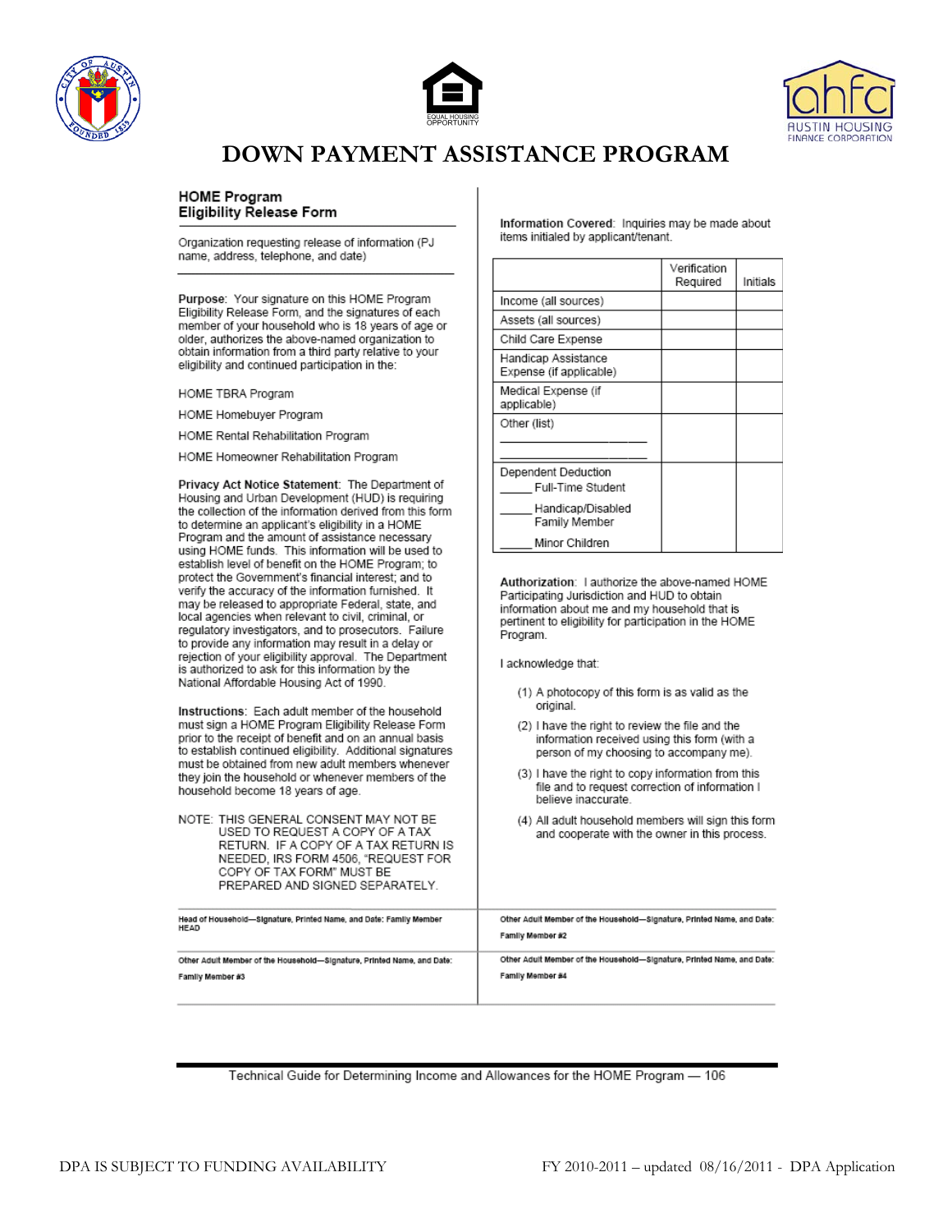# DOWN PAYMENT ASSISTANCE PROGRAM

## HOME Program Eligibility Release Form

Organization requesting release of information (PJ name, address, telephone, and date)

**Purpose**: Your signature on this HOME Program Eligibility Release Form, and the signatures of each member of your household who is 18 years of age or older, authorizes the above-named organization to obtain information from a third party relative to your eligibility and continued participation in the:

HOME TBRA Program

HOME Homebuyer Program

HOME Rental Rehabilitation Program

HOME Homeowner Rehabilitation Program

**Privacy Act Notice Statement**: The Department of Housing and Urban Development (HUD) is requiring the collection of the information derived from this form to determine an applicant's eligibility in a HOME Program and the amount of assistance necessary using HOME funds. This information will be used to establish level of benefit on the HOME Program; to protect the Government's financial interest; and to verify the accuracy of the information furnished. It may be released to appropriate Federal, state, and local agencies when relevant to civil, criminal, or regulatory investigators, and to prosecutors. Failure to provide any information may result in a delay or rejection of your eligibility approval. The Department is authorized to ask for this information by the National Affordable Housing Act of 1990.

**Instructions**: Each adult member of the household must sign a HOME Program Eligibility Release Form prior to the receipt of benefit and on an annual basis to establish continued eligibility. Additional signatures must be obtained from new adult members whenever they join the household or whenever members of the household become 18 years of age.

NOTE: THIS GENERAL CONSENT MAY NOT BE USED TO REQUEST A COPY OF A TAX RETURN. IF A COPY OF A TAX RETURN IS NEEDED, IRS FORM 4506, "REQUEST FOR COPY OF TAX FORM" MUST BE PREPARED AND SIGNED SEPARATELY.

**Information Covered**: Inquiries may be made about items initialed by applicant/tenant.

| | Verification Required | Initials |
|---|---|---|
| Income (all sources) | | |
| Assets (all sources) | | |
| Child Care Expense | | |
| Handicap Assistance Expense (if applicable) | | |
| Medical Expense (if applicable) | | |
| Other (list) ____________ ____________ | | |
| Dependent Deduction _____ Full-Time Student _____ Handicap/Disabled Family Member _____ Minor Children | | |

**Authorization**: I authorize the above-named HOME Participating Jurisdiction and HUD to obtain information about me and my household that is pertinent to eligibility for participation in the HOME Program.

I acknowledge that:

(1) A photocopy of this form is as valid as the original.

(2) I have the right to review the file and the information received using this form (with a person of my choosing to accompany me).

(3) I have the right to copy information from this file and to request correction of information I believe inaccurate.

(4) All adult household members will sign this form and cooperate with the owner in this process.

| | |
|---|---|
| Head of Household—Signature, Printed Name, and Date: Family Member HEAD | Other Adult Member of the Household—Signature, Printed Name, and Date: Family Member #2 |
| Other Adult Member of the Household—Signature, Printed Name, and Date: Family Member #3 | Other Adult Member of the Household—Signature, Printed Name, and Date: Family Member #4 |

Technical Guide for Determining Income and Allowances for the HOME Program — 106